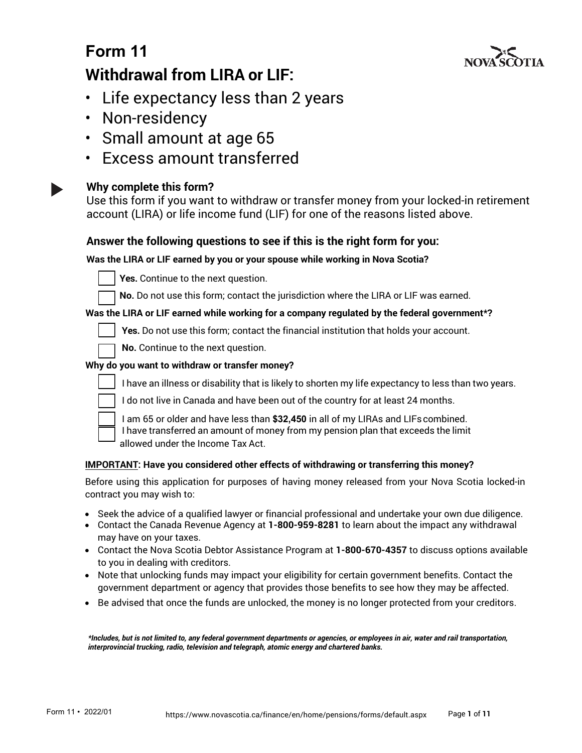# Form 11

## Withdrawal from LIRA or LIF:

- Life expectancy less than 2 years
- Non-residency
- Small amount at age 65
- Excess amount transferred

### Why complete this form?

Use this form if you want to withdraw or transfer money from your locked-in retirement account (LIRA) or life income fund (LIF) for one of the reasons listed above.

### Answer the following questions to see if this is the right form for you:

**Was the LIRA or LIF earned by you or your spouse while working in Nova Scotia?**

- ☐ **Yes.** Continue to the next question.
- ☐ **No.** Do not use this form; contact the jurisdiction where the LIRA or LIF was earned.

**Was the LIRA or LIF earned while working for a company regulated by the federal government*?**

- ☐ **Yes.** Do not use this form; contact the financial institution that holds your account.
- ☐ **No.** Continue to the next question.

**Why do you want to withdraw or transfer money?**

- ☐ I have an illness or disability that is likely to shorten my life expectancy to less than two years.
- ☐ I do not live in Canada and have been out of the country for at least 24 months.
- ☐ I am 65 or older and have less than **$32,450** in all of my LIRAs and LIFs combined.
- ☐ I have transferred an amount of money from my pension plan that exceeds the limit allowed under the Income Tax Act.

**<u>IMPORTANT</u>: Have you considered other effects of withdrawing or transferring this money?**

Before using this application for purposes of having money released from your Nova Scotia locked-in contract you may wish to:

- Seek the advice of a qualified lawyer or financial professional and undertake your own due diligence.
- Contact the Canada Revenue Agency at **1-800-959-8281** to learn about the impact any withdrawal may have on your taxes.
- Contact the Nova Scotia Debtor Assistance Program at **1-800-670-4357** to discuss options available to you in dealing with creditors.
- Note that unlocking funds may impact your eligibility for certain government benefits. Contact the government department or agency that provides those benefits to see how they may be affected.
- Be advised that once the funds are unlocked, the money is no longer protected from your creditors.

***Includes, but is not limited to, any federal government departments or agencies, or employees in air, water and rail transportation, interprovincial trucking, radio, television and telegraph, atomic energy and chartered banks.***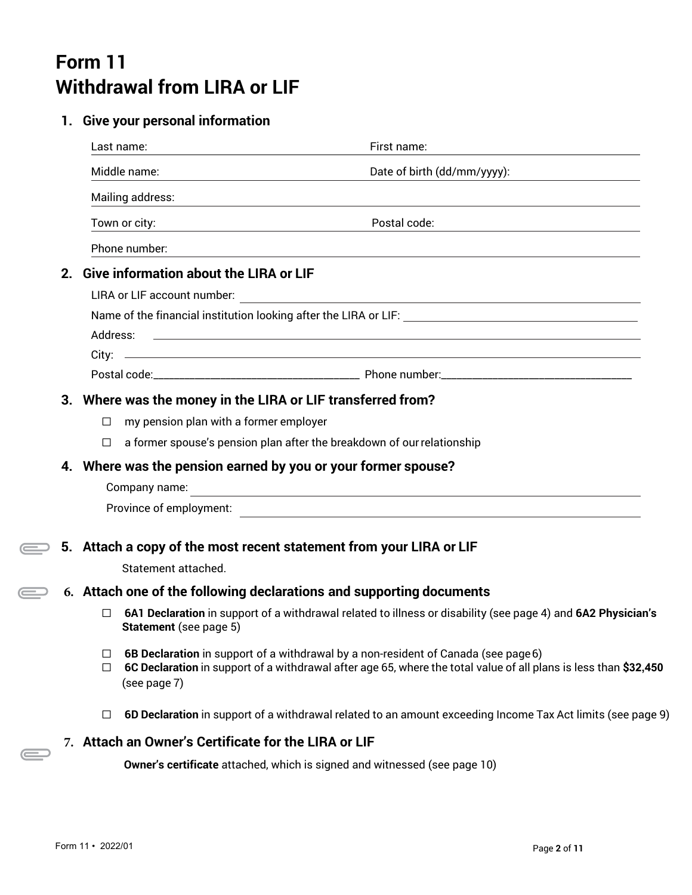# Form 11
# Withdrawal from LIRA or LIF

## 1. Give your personal information

Last name: ______________________ First name: ______________________

Middle name: ______________________ Date of birth (dd/mm/yyyy): ______________________

Mailing address: ______________________

Town or city: ______________________ Postal code: ______________________

Phone number: ______________________

## 2. Give information about the LIRA or LIF

LIRA or LIF account number: ______________________

Name of the financial institution looking after the LIRA or LIF: ______________________

Address: ______________________

City: ______________________

Postal code: ______________________ Phone number: ______________________

## 3. Where was the money in the LIRA or LIF transferred from?

- ☐ my pension plan with a former employer
- ☐ a former spouse's pension plan after the breakdown of our relationship

## 4. Where was the pension earned by you or your former spouse?

Company name: ______________________

Province of employment: ______________________

## 5. Attach a copy of the most recent statement from your LIRA or LIF

Statement attached.

## 6. Attach one of the following declarations and supporting documents

- ☐ **6A1 Declaration** in support of a withdrawal related to illness or disability (see page 4) and **6A2 Physician's Statement** (see page 5)
- ☐ **6B Declaration** in support of a withdrawal by a non-resident of Canada (see page 6)
- ☐ **6C Declaration** in support of a withdrawal after age 65, where the total value of all plans is less than **$32,450** (see page 7)
- ☐ **6D Declaration** in support of a withdrawal related to an amount exceeding Income Tax Act limits (see page 9)

## 7. Attach an Owner's Certificate for the LIRA or LIF

**Owner's certificate** attached, which is signed and witnessed (see page 10)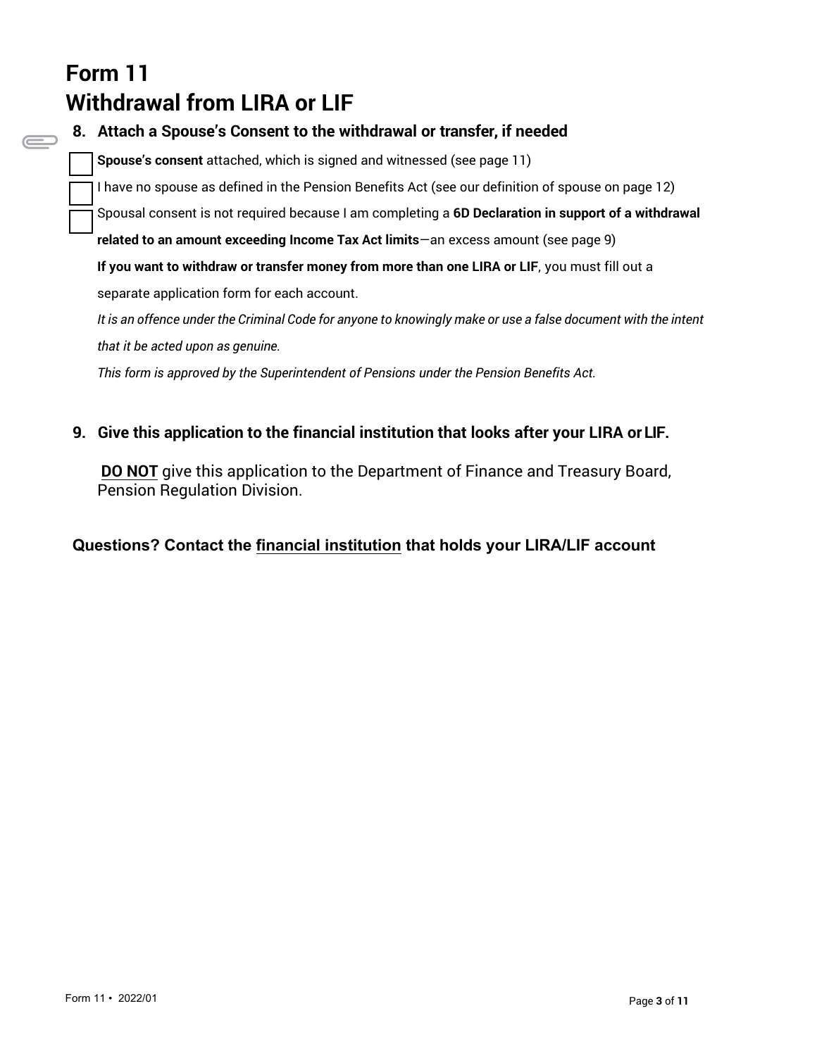# Form 11
# Withdrawal from LIRA or LIF

### 8. Attach a Spouse's Consent to the withdrawal or transfer, if needed

- [ ] **Spouse's consent** attached, which is signed and witnessed (see page 11)
- [ ] I have no spouse as defined in the Pension Benefits Act (see our definition of spouse on page 12)
- [ ] Spousal consent is not required because I am completing a **6D Declaration in support of a withdrawal related to an amount exceeding Income Tax Act limits**—an excess amount (see page 9)

**If you want to withdraw or transfer money from more than one LIRA or LIF**, you must fill out a separate application form for each account.

*It is an offence under the Criminal Code for anyone to knowingly make or use a false document with the intent that it be acted upon as genuine.*

*This form is approved by the Superintendent of Pensions under the Pension Benefits Act.*

### 9. Give this application to the financial institution that looks after your LIRA or LIF.

**DO NOT** give this application to the Department of Finance and Treasury Board, Pension Regulation Division.

**Questions? Contact the financial institution that holds your LIRA/LIF account**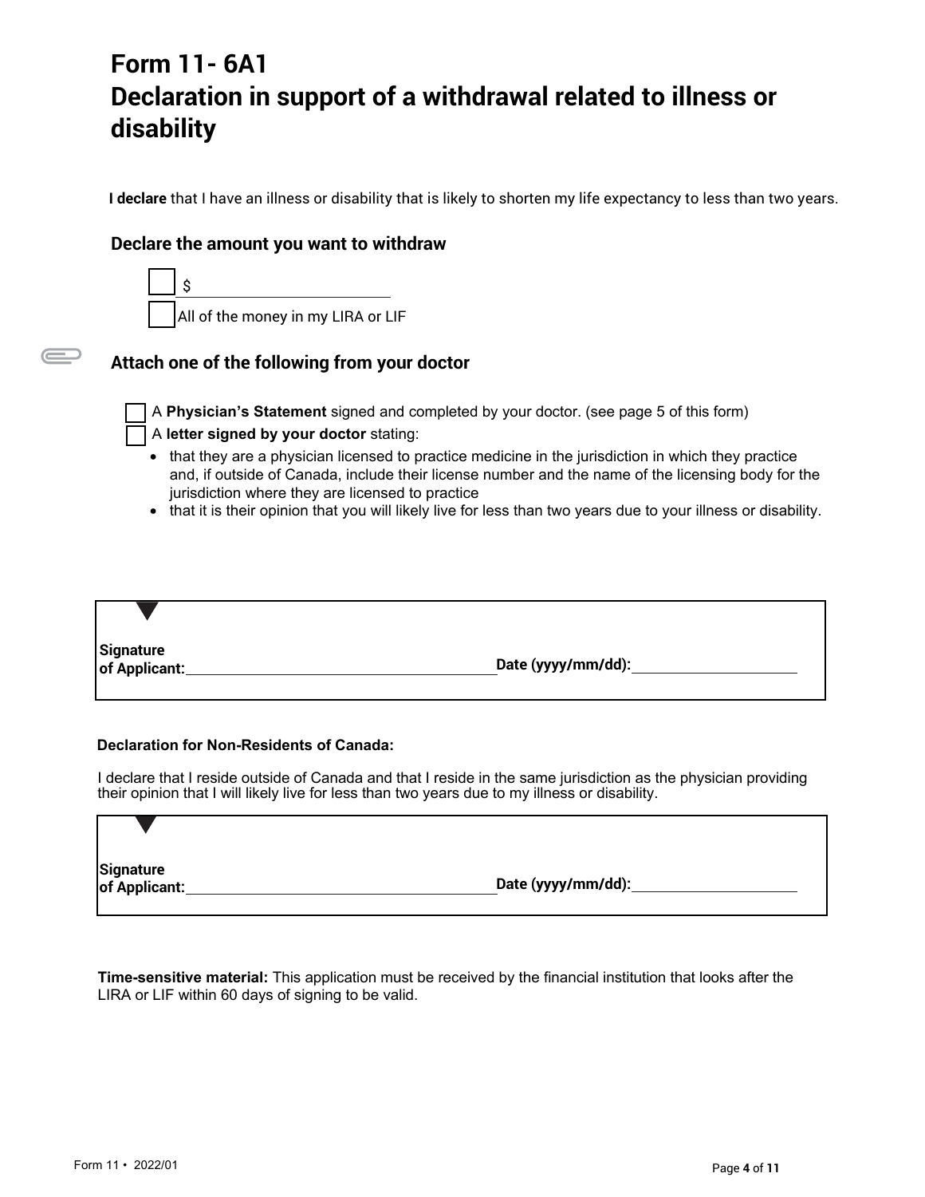# Form 11- 6A1
# Declaration in support of a withdrawal related to illness or disability

**I declare** that I have an illness or disability that is likely to shorten my life expectancy to less than two years.

## Declare the amount you want to withdraw

- [ ] $ ____________________
- [ ] All of the money in my LIRA or LIF

## Attach one of the following from your doctor

- [ ] A **Physician's Statement** signed and completed by your doctor. (see page 5 of this form)
- [ ] A **letter signed by your doctor** stating:
  - that they are a physician licensed to practice medicine in the jurisdiction in which they practice and, if outside of Canada, include their license number and the name of the licensing body for the jurisdiction where they are licensed to practice
  - that it is their opinion that you will likely live for less than two years due to your illness or disability.

**Signature of Applicant:** ______________________________ **Date (yyyy/mm/dd):** ____________________

**Declaration for Non-Residents of Canada:**

I declare that I reside outside of Canada and that I reside in the same jurisdiction as the physician providing their opinion that I will likely live for less than two years due to my illness or disability.

**Signature of Applicant:** ______________________________ **Date (yyyy/mm/dd):** ____________________

**Time-sensitive material:** This application must be received by the financial institution that looks after the LIRA or LIF within 60 days of signing to be valid.

Form 11 • 2022/01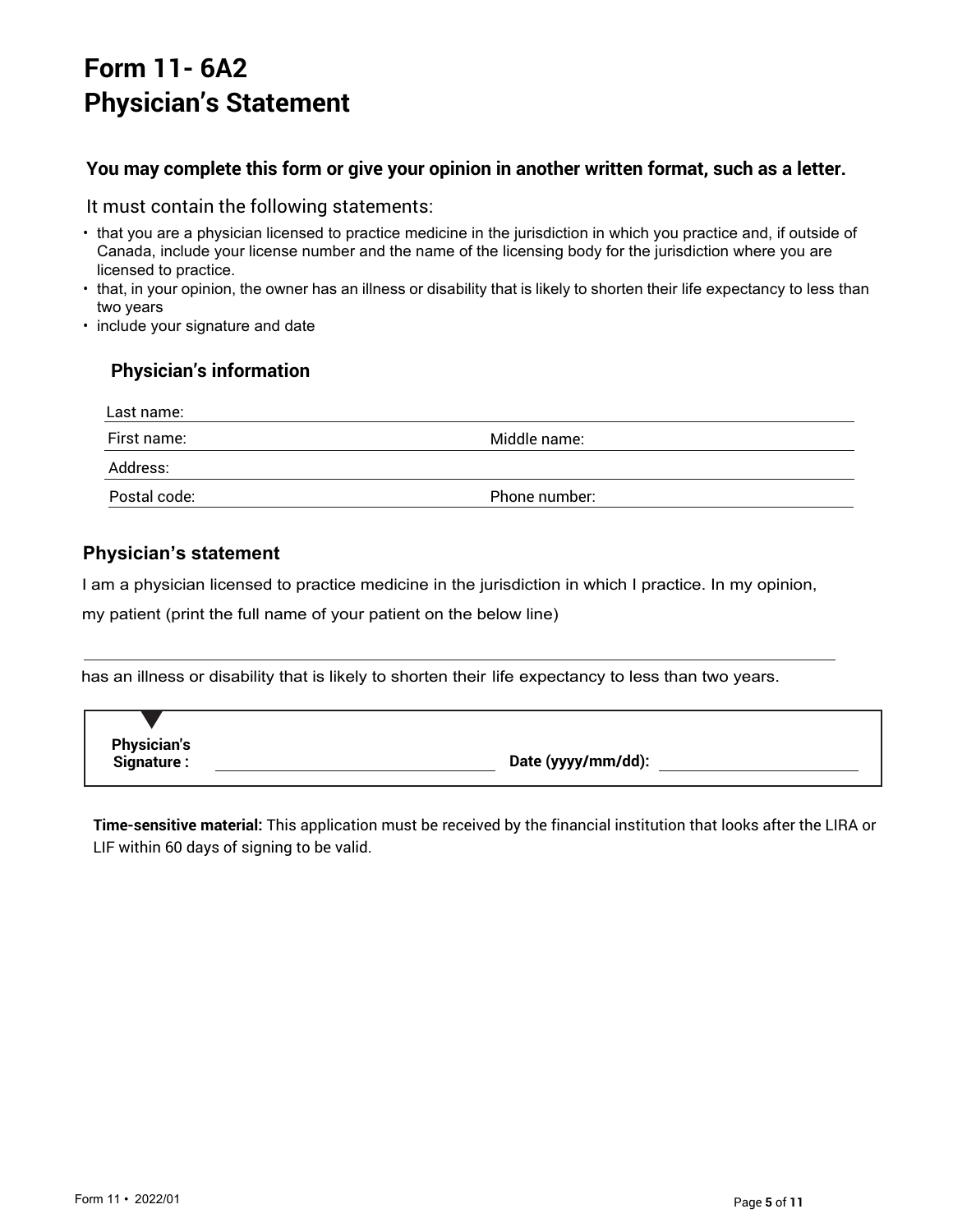# Form 11- 6A2
# Physician's Statement

**You may complete this form or give your opinion in another written format, such as a letter.**

It must contain the following statements:

- that you are a physician licensed to practice medicine in the jurisdiction in which you practice and, if outside of Canada, include your license number and the name of the licensing body for the jurisdiction where you are licensed to practice.
- that, in your opinion, the owner has an illness or disability that is likely to shorten their life expectancy to less than two years
- include your signature and date

### Physician's information

Last name:

First name: Middle name:

Address:

Postal code: Phone number:

### Physician's statement

I am a physician licensed to practice medicine in the jurisdiction in which I practice. In my opinion, my patient (print the full name of your patient on the below line)

_______________________________________________

has an illness or disability that is likely to shorten their life expectancy to less than two years.

**Physician's Signature :** ______________________ **Date (yyyy/mm/dd):** ______________________

**Time-sensitive material:** This application must be received by the financial institution that looks after the LIRA or LIF within 60 days of signing to be valid.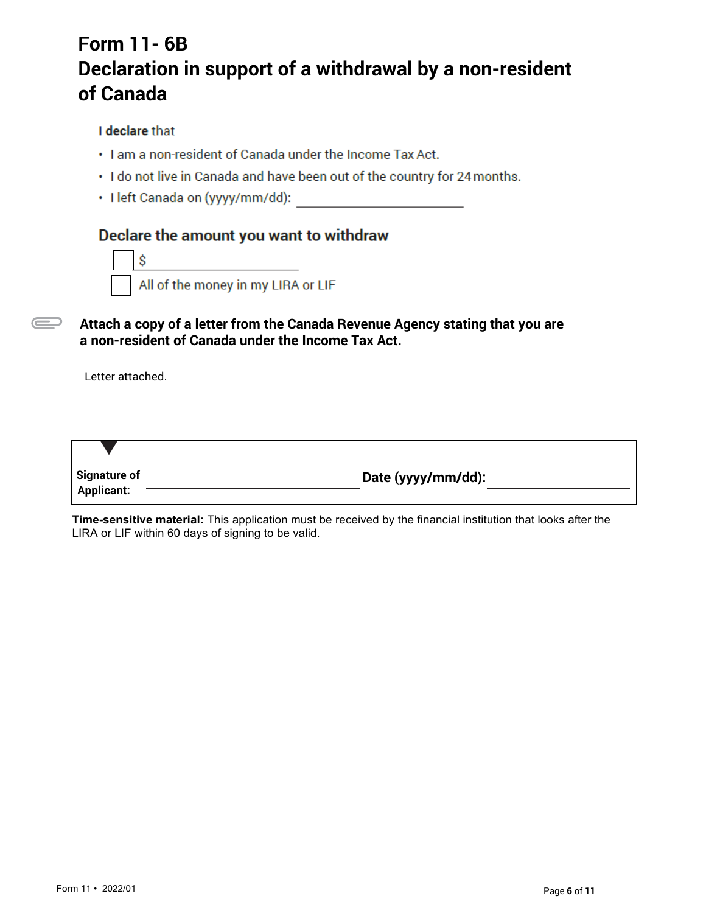# Form 11- 6B
# Declaration in support of a withdrawal by a non-resident of Canada

**I declare** that

- I am a non-resident of Canada under the Income Tax Act.
- I do not live in Canada and have been out of the country for 24 months.
- I left Canada on (yyyy/mm/dd): ______________________

## Declare the amount you want to withdraw

- [ ] $ ______________________
- [ ] All of the money in my LIRA or LIF

**Attach a copy of a letter from the Canada Revenue Agency stating that you are a non-resident of Canada under the Income Tax Act.**

Letter attached.

| Signature of Applicant: ______________________ | Date (yyyy/mm/dd): ______________________ |
|---|---|

**Time-sensitive material:** This application must be received by the financial institution that looks after the LIRA or LIF within 60 days of signing to be valid.

Form 11 • 2022/01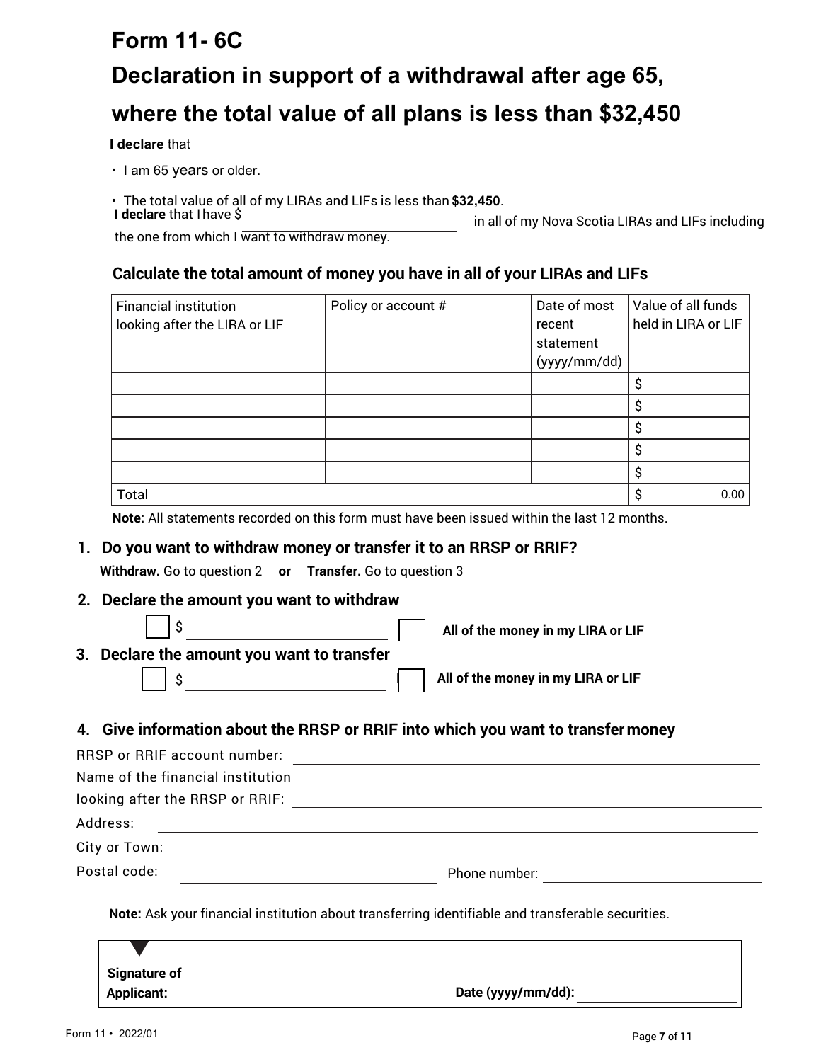# Form 11- 6C

## Declaration in support of a withdrawal after age 65, where the total value of all plans is less than $32,450

**I declare** that

- I am 65 years or older.
- The total value of all of my LIRAs and LIFs is less than **$32,450**.

**I declare** that I have $ ______________________ in all of my Nova Scotia LIRAs and LIFs including the one from which I want to withdraw money.

### Calculate the total amount of money you have in all of your LIRAs and LIFs

| Financial institution looking after the LIRA or LIF | Policy or account # | Date of most recent statement (yyyy/mm/dd) | Value of all funds held in LIRA or LIF |
|---|---|---|---|
| | | | $ |
| | | | $ |
| | | | $ |
| | | | $ |
| | | | $ |
| Total | | | $ 0.00 |

**Note:** All statements recorded on this form must have been issued within the last 12 months.

### 1. Do you want to withdraw money or transfer it to an RRSP or RRIF?

**Withdraw.** Go to question 2 **or** **Transfer.** Go to question 3

### 2. Declare the amount you want to withdraw

☐ $ ______________________ ☐ **All of the money in my LIRA or LIF**

### 3. Declare the amount you want to transfer

☐ $ ______________________ ☐ **All of the money in my LIRA or LIF**

### 4. Give information about the RRSP or RRIF into which you want to transfer money

RRSP or RRIF account number: ______________________

Name of the financial institution looking after the RRSP or RRIF: ______________________

Address: ______________________

City or Town: ______________________

Postal code: ______________________ Phone number: ______________________

**Note:** Ask your financial institution about transferring identifiable and transferable securities.

**Signature of Applicant:** ______________________ **Date (yyyy/mm/dd):** ______________________

Form 11 • 2022/01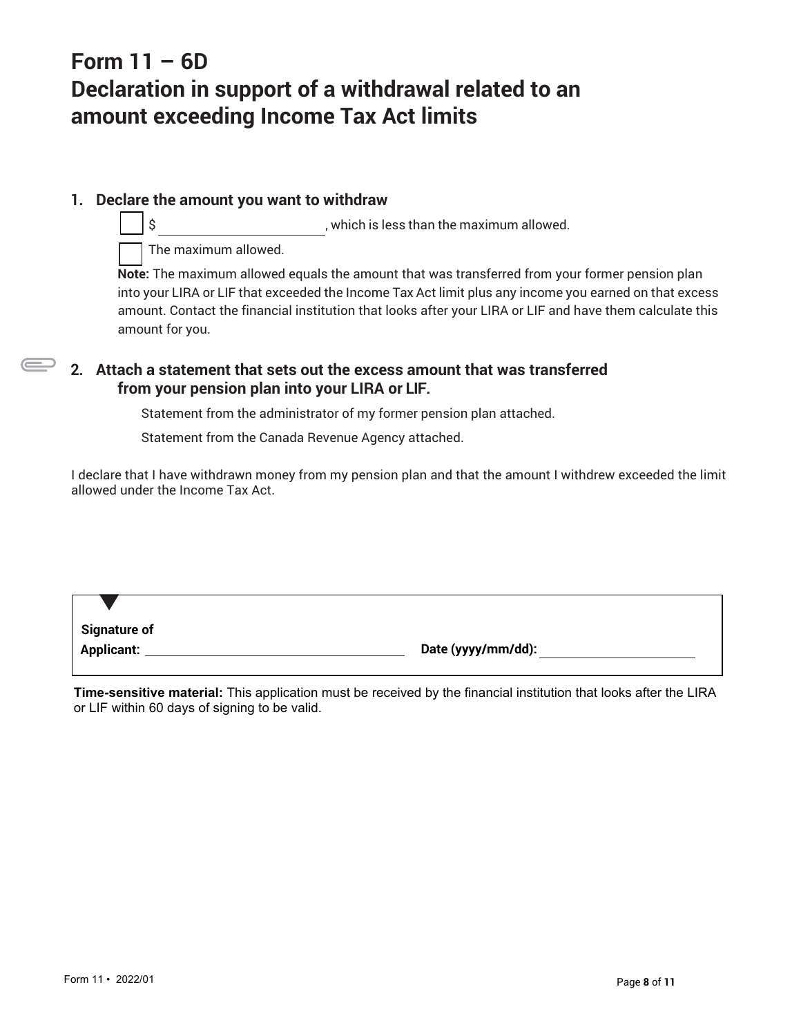# Form 11 – 6D
# Declaration in support of a withdrawal related to an amount exceeding Income Tax Act limits

## 1. Declare the amount you want to withdraw

☐ $ \_\_\_\_\_\_\_\_\_\_\_\_\_\_\_\_\_\_\_\_, which is less than the maximum allowed.

☐ The maximum allowed.

**Note:** The maximum allowed equals the amount that was transferred from your former pension plan into your LIRA or LIF that exceeded the Income Tax Act limit plus any income you earned on that excess amount. Contact the financial institution that looks after your LIRA or LIF and have them calculate this amount for you.

## 2. Attach a statement that sets out the excess amount that was transferred from your pension plan into your LIRA or LIF.

Statement from the administrator of my former pension plan attached.

Statement from the Canada Revenue Agency attached.

I declare that I have withdrawn money from my pension plan and that the amount I withdrew exceeded the limit allowed under the Income Tax Act.

**Signature of Applicant:** \_\_\_\_\_\_\_\_\_\_\_\_\_\_\_\_\_\_\_\_\_\_\_\_\_\_\_\_ **Date (yyyy/mm/dd):** \_\_\_\_\_\_\_\_\_\_\_\_\_\_\_\_\_\_\_\_

**Time-sensitive material:** This application must be received by the financial institution that looks after the LIRA or LIF within 60 days of signing to be valid.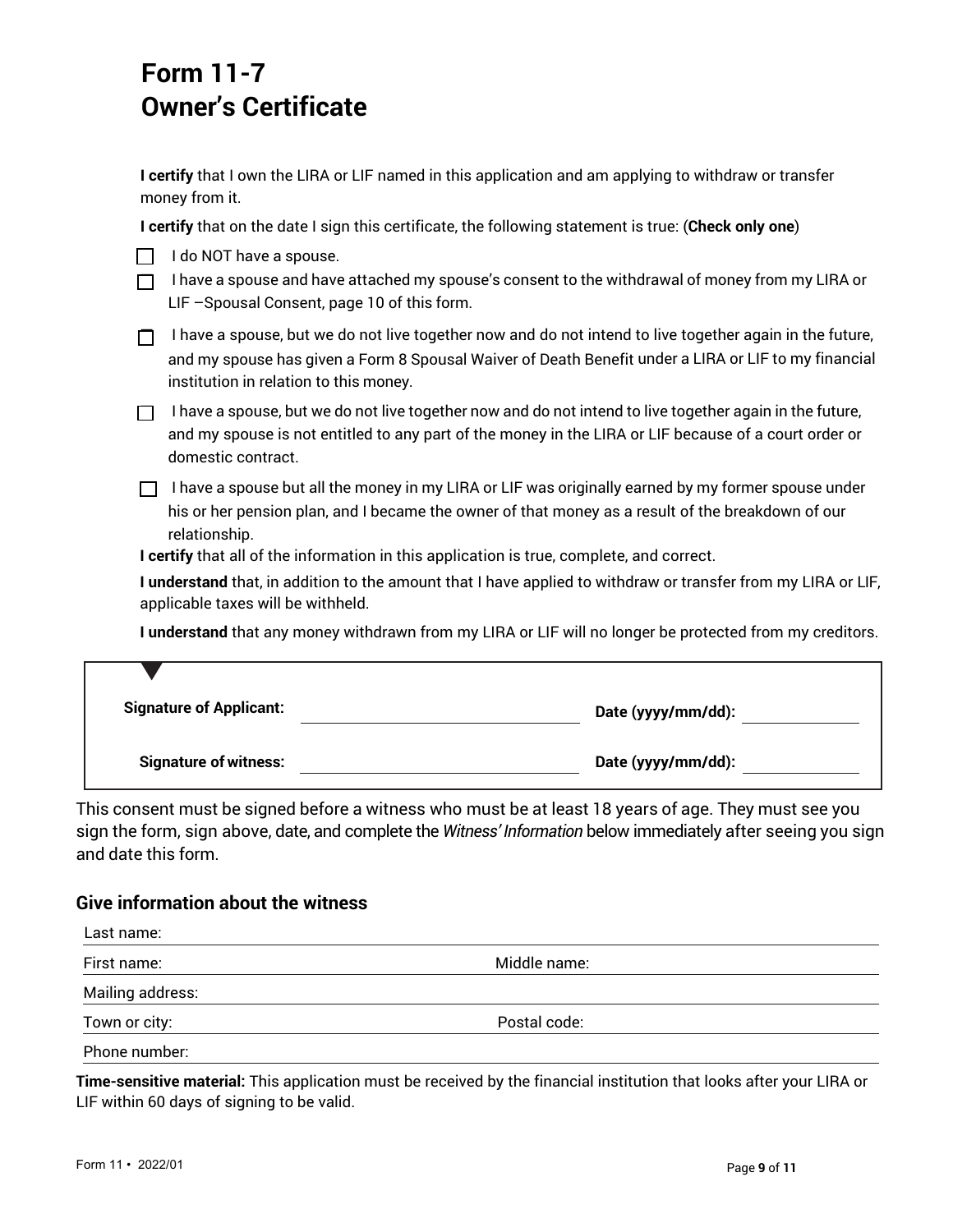# Form 11-7
# Owner's Certificate

**I certify** that I own the LIRA or LIF named in this application and am applying to withdraw or transfer money from it.

**I certify** that on the date I sign this certificate, the following statement is true: (**Check only one**)

- ☐ I do NOT have a spouse.
- ☐ I have a spouse and have attached my spouse's consent to the withdrawal of money from my LIRA or LIF –Spousal Consent, page 10 of this form.
- ☐ I have a spouse, but we do not live together now and do not intend to live together again in the future, and my spouse has given a Form 8 Spousal Waiver of Death Benefit under a LIRA or LIF to my financial institution in relation to this money.
- ☐ I have a spouse, but we do not live together now and do not intend to live together again in the future, and my spouse is not entitled to any part of the money in the LIRA or LIF because of a court order or domestic contract.
- ☐ I have a spouse but all the money in my LIRA or LIF was originally earned by my former spouse under his or her pension plan, and I became the owner of that money as a result of the breakdown of our relationship.

**I certify** that all of the information in this application is true, complete, and correct.

**I understand** that, in addition to the amount that I have applied to withdraw or transfer from my LIRA or LIF, applicable taxes will be withheld.

**I understand** that any money withdrawn from my LIRA or LIF will no longer be protected from my creditors.

**Signature of Applicant:** ______________________ **Date (yyyy/mm/dd):** ____________

**Signature of witness:** ______________________ **Date (yyyy/mm/dd):** ____________

This consent must be signed before a witness who must be at least 18 years of age. They must see you sign the form, sign above, date, and complete the *Witness' Information* below immediately after seeing you sign and date this form.

## Give information about the witness

Last name:

First name: Middle name:

Mailing address:

Town or city: Postal code:

Phone number:

**Time-sensitive material:** This application must be received by the financial institution that looks after your LIRA or LIF within 60 days of signing to be valid.

Form 11 • 2022/01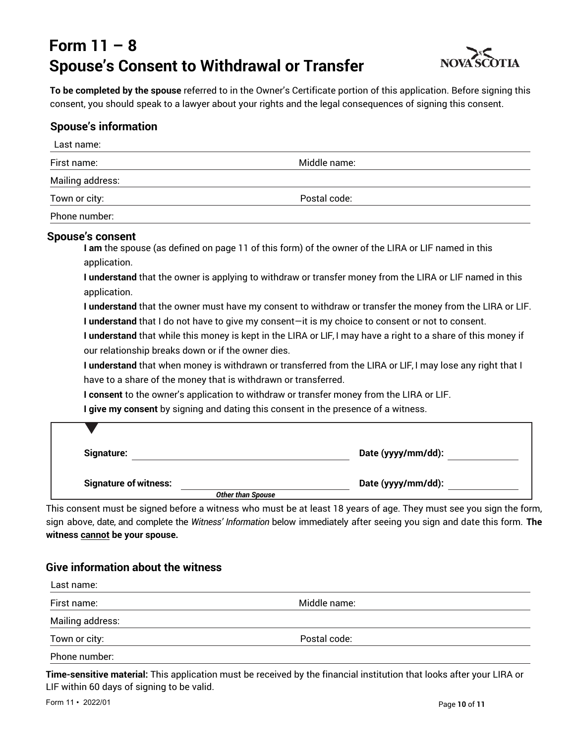# Form 11 – 8
# Spouse's Consent to Withdrawal or Transfer

**To be completed by the spouse** referred to in the Owner's Certificate portion of this application. Before signing this consent, you should speak to a lawyer about your rights and the legal consequences of signing this consent.

## Spouse's information

Last name:

First name: Middle name:

Mailing address:

Town or city: Postal code:

Phone number:

## Spouse's consent

**I am** the spouse (as defined on page 11 of this form) of the owner of the LIRA or LIF named in this application.

**I understand** that the owner is applying to withdraw or transfer money from the LIRA or LIF named in this application.

**I understand** that the owner must have my consent to withdraw or transfer the money from the LIRA or LIF.

**I understand** that I do not have to give my consent—it is my choice to consent or not to consent.

**I understand** that while this money is kept in the LIRA or LIF, I may have a right to a share of this money if our relationship breaks down or if the owner dies.

**I understand** that when money is withdrawn or transferred from the LIRA or LIF, I may lose any right that I have to a share of the money that is withdrawn or transferred.

**I consent** to the owner's application to withdraw or transfer money from the LIRA or LIF.

**I give my consent** by signing and dating this consent in the presence of a witness.

**Signature:** ______________________ **Date (yyyy/mm/dd):** ____________

**Signature of witness:** ______________________ **Date (yyyy/mm/dd):** ____________
***Other than Spouse***

This consent must be signed before a witness who must be at least 18 years of age. They must see you sign the form, sign above, date, and complete the *Witness' Information* below immediately after seeing you sign and date this form. **The witness cannot be your spouse.**

## Give information about the witness

Last name:

First name: Middle name:

Mailing address:

Town or city: Postal code:

Phone number:

**Time-sensitive material:** This application must be received by the financial institution that looks after your LIRA or LIF within 60 days of signing to be valid.

Form 11 • 2022/01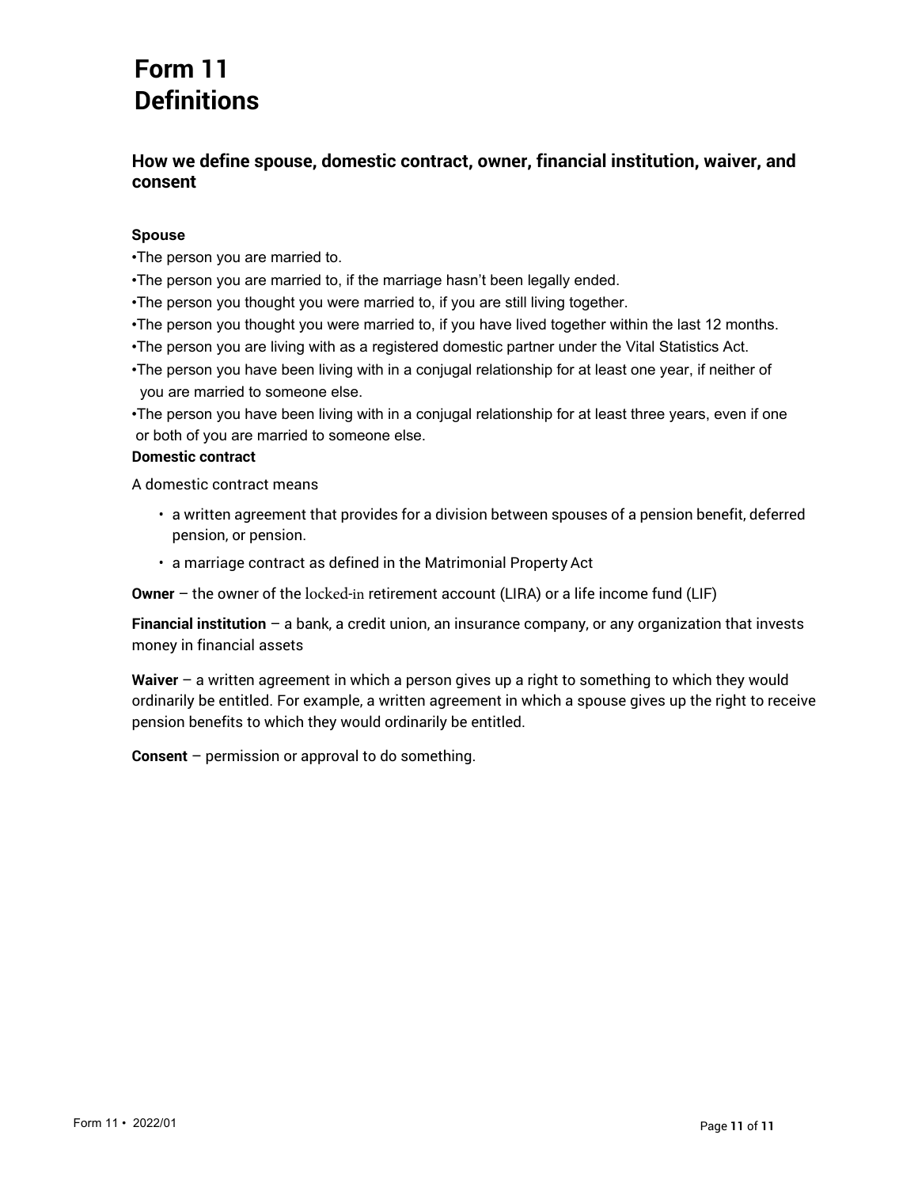# Form 11
# Definitions

## How we define spouse, domestic contract, owner, financial institution, waiver, and consent

**Spouse**

- The person you are married to.
- The person you are married to, if the marriage hasn't been legally ended.
- The person you thought you were married to, if you are still living together.
- The person you thought you were married to, if you have lived together within the last 12 months.
- The person you are living with as a registered domestic partner under the Vital Statistics Act.
- The person you have been living with in a conjugal relationship for at least one year, if neither of you are married to someone else.
- The person you have been living with in a conjugal relationship for at least three years, even if one or both of you are married to someone else.

**Domestic contract**

A domestic contract means

- a written agreement that provides for a division between spouses of a pension benefit, deferred pension, or pension.
- a marriage contract as defined in the Matrimonial Property Act

**Owner** – the owner of the locked-in retirement account (LIRA) or a life income fund (LIF)

**Financial institution** – a bank, a credit union, an insurance company, or any organization that invests money in financial assets

**Waiver** – a written agreement in which a person gives up a right to something to which they would ordinarily be entitled. For example, a written agreement in which a spouse gives up the right to receive pension benefits to which they would ordinarily be entitled.

**Consent** – permission or approval to do something.